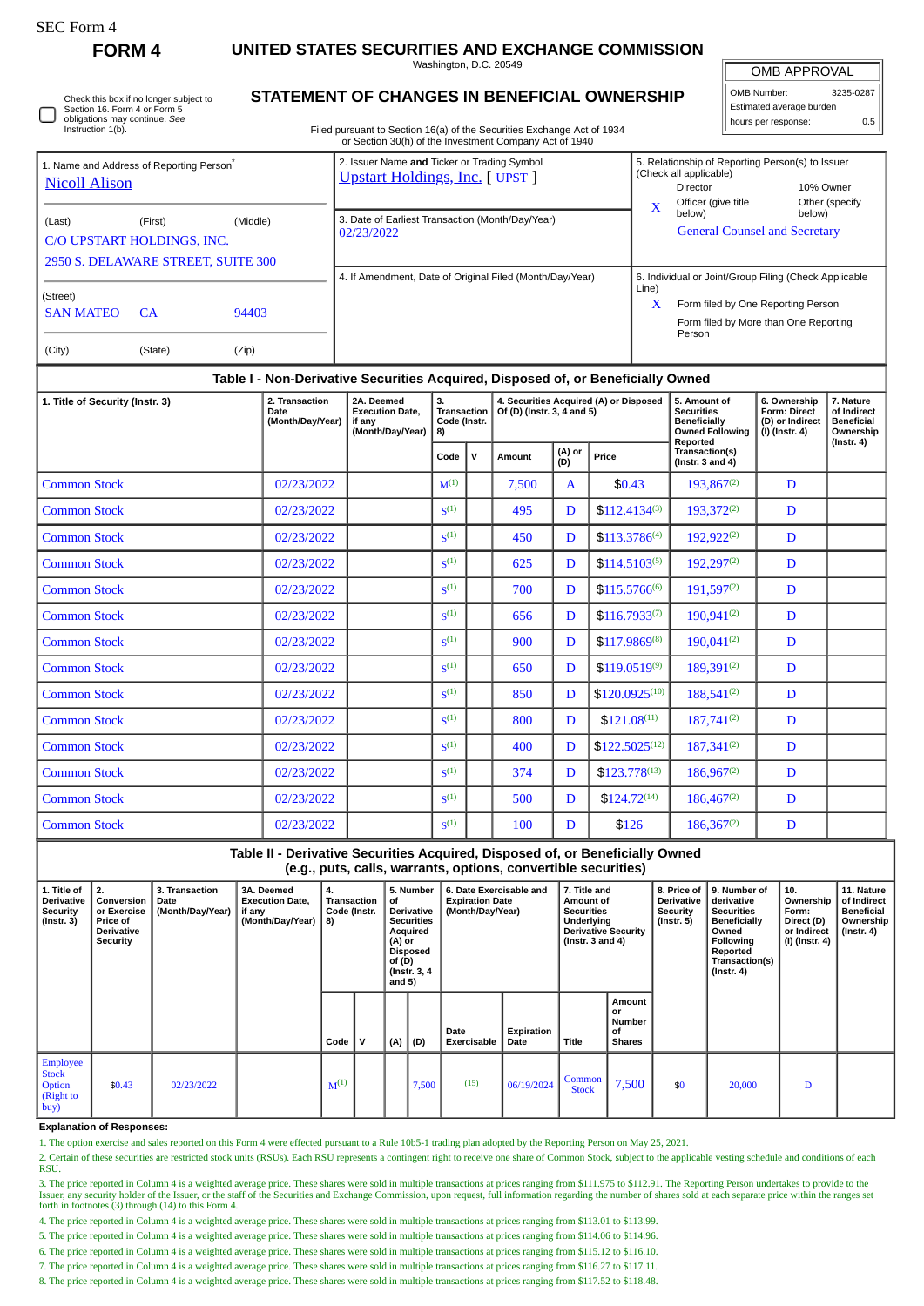SEC Form 4

**FORM 4**

# UNITED STATES SECURITIES AND EXCHANGE COMMISSION

Washington, D.C. 20549

## STATEMENT OF CHANGES IN BENEFICIAL OWNERSHIP

Filed pursuant to Section 16(a) of the Securities Exchange Act of 1934 or Section 30(h) of the Investment Company Act of 1940

| OMB APPROVAL | |
|---|---|
| OMB Number: | 3235-0287 |
| Estimated average burden | |
| hours per response: | 0.5 |

☐ Check this box if no longer subject to Section 16. Form 4 or Form 5 obligations may continue. *See* Instruction 1(b).

1. Name and Address of Reporting Person*
Nicoll Alison

(Last) (First) (Middle)
C/O UPSTART HOLDINGS, INC.
2950 S. DELAWARE STREET, SUITE 300

(Street)
SAN MATEO CA 94403

(City) (State) (Zip)

2. Issuer Name **and** Ticker or Trading Symbol
Upstart Holdings, Inc. [ UPST ]

3. Date of Earliest Transaction (Month/Day/Year)
02/23/2022

4. If Amendment, Date of Original Filed (Month/Day/Year)

5. Relationship of Reporting Person(s) to Issuer (Check all applicable)
Director
10% Owner
X Officer (give title below)
Other (specify below)
General Counsel and Secretary

6. Individual or Joint/Group Filing (Check Applicable Line)
X Form filed by One Reporting Person
Form filed by More than One Reporting Person

**Table I - Non-Derivative Securities Acquired, Disposed of, or Beneficially Owned**

| 1. Title of Security (Instr. 3) | 2. Transaction Date (Month/Day/Year) | 2A. Deemed Execution Date, if any (Month/Day/Year) | 3. Transaction Code (Instr. 8) | | 4. Securities Acquired (A) or Disposed Of (D) (Instr. 3, 4 and 5) | | | 5. Amount of Securities Beneficially Owned Following Reported Transaction(s) (Instr. 3 and 4) | 6. Ownership Form: Direct (D) or Indirect (I) (Instr. 4) | 7. Nature of Indirect Beneficial Ownership (Instr. 4) |
|---|---|---|---|---|---|---|---|---|---|---|
| | | | Code | V | Amount | (A) or (D) | Price | | | |
| Common Stock | 02/23/2022 | | M[1] | | 7,500 | A | $0.43 | 193,867[2] | D | |
| Common Stock | 02/23/2022 | | S[1] | | 495 | D | $112.4134[3] | 193,372[2] | D | |
| Common Stock | 02/23/2022 | | S[1] | | 450 | D | $113.3786[4] | 192,922[2] | D | |
| Common Stock | 02/23/2022 | | S[1] | | 625 | D | $114.5103[5] | 192,297[2] | D | |
| Common Stock | 02/23/2022 | | S[1] | | 700 | D | $115.5766[6] | 191,597[2] | D | |
| Common Stock | 02/23/2022 | | S[1] | | 656 | D | $116.7933[7] | 190,941[2] | D | |
| Common Stock | 02/23/2022 | | S[1] | | 900 | D | $117.9869[8] | 190,041[2] | D | |
| Common Stock | 02/23/2022 | | S[1] | | 650 | D | $119.0519[9] | 189,391[2] | D | |
| Common Stock | 02/23/2022 | | S[1] | | 850 | D | $120.0925[10] | 188,541[2] | D | |
| Common Stock | 02/23/2022 | | S[1] | | 800 | D | $121.08[11] | 187,741[2] | D | |
| Common Stock | 02/23/2022 | | S[1] | | 400 | D | $122.5025[12] | 187,341[2] | D | |
| Common Stock | 02/23/2022 | | S[1] | | 374 | D | $123.778[13] | 186,967[2] | D | |
| Common Stock | 02/23/2022 | | S[1] | | 500 | D | $124.72[14] | 186,467[2] | D | |
| Common Stock | 02/23/2022 | | S[1] | | 100 | D | $126 | 186,367[2] | D | |

**Table II - Derivative Securities Acquired, Disposed of, or Beneficially Owned (e.g., puts, calls, warrants, options, convertible securities)**

| 1. Title of Derivative Security (Instr. 3) | 2. Conversion or Exercise Price of Derivative Security | 3. Transaction Date (Month/Day/Year) | 3A. Deemed Execution Date, if any (Month/Day/Year) | 4. Transaction Code (Instr. 8) | | 5. Number of Derivative Securities Acquired (A) or Disposed of (D) (Instr. 3, 4 and 5) | | 6. Date Exercisable and Expiration Date (Month/Day/Year) | | 7. Title and Amount of Securities Underlying Derivative Security (Instr. 3 and 4) | | 8. Price of Derivative Security (Instr. 5) | 9. Number of derivative Securities Beneficially Owned Following Reported Transaction(s) (Instr. 4) | 10. Ownership Form: Direct (D) or Indirect (I) (Instr. 4) | 11. Nature of Indirect Beneficial Ownership (Instr. 4) |
|---|---|---|---|---|---|---|---|---|---|---|---|---|---|---|---|
| | | | | Code | V | (A) | (D) | Date Exercisable | Expiration Date | Title | Amount or Number of Shares | | | | |
| Employee Stock Option (Right to buy) | $0.43 | 02/23/2022 | | M[1] | | | 7,500 | (15) | 06/19/2024 | Common Stock | 7,500 | $0 | 20,000 | D | |

**Explanation of Responses:**

1. The option exercise and sales reported on this Form 4 were effected pursuant to a Rule 10b5-1 trading plan adopted by the Reporting Person on May 25, 2021.
2. Certain of these securities are restricted stock units (RSUs). Each RSU represents a contingent right to receive one share of Common Stock, subject to the applicable vesting schedule and conditions of each RSU.
3. The price reported in Column 4 is a weighted average price. These shares were sold in multiple transactions at prices ranging from $111.975 to $112.91. The Reporting Person undertakes to provide to the Issuer, any security holder of the Issuer, or the staff of the Securities and Exchange Commission, upon request, full information regarding the number of shares sold at each separate price within the ranges set forth in footnotes (3) through (14) to this Form 4.
4. The price reported in Column 4 is a weighted average price. These shares were sold in multiple transactions at prices ranging from $113.01 to $113.99.
5. The price reported in Column 4 is a weighted average price. These shares were sold in multiple transactions at prices ranging from $114.06 to $114.96.
6. The price reported in Column 4 is a weighted average price. These shares were sold in multiple transactions at prices ranging from $115.12 to $116.10.
7. The price reported in Column 4 is a weighted average price. These shares were sold in multiple transactions at prices ranging from $116.27 to $117.11.
8. The price reported in Column 4 is a weighted average price. These shares were sold in multiple transactions at prices ranging from $117.52 to $118.48.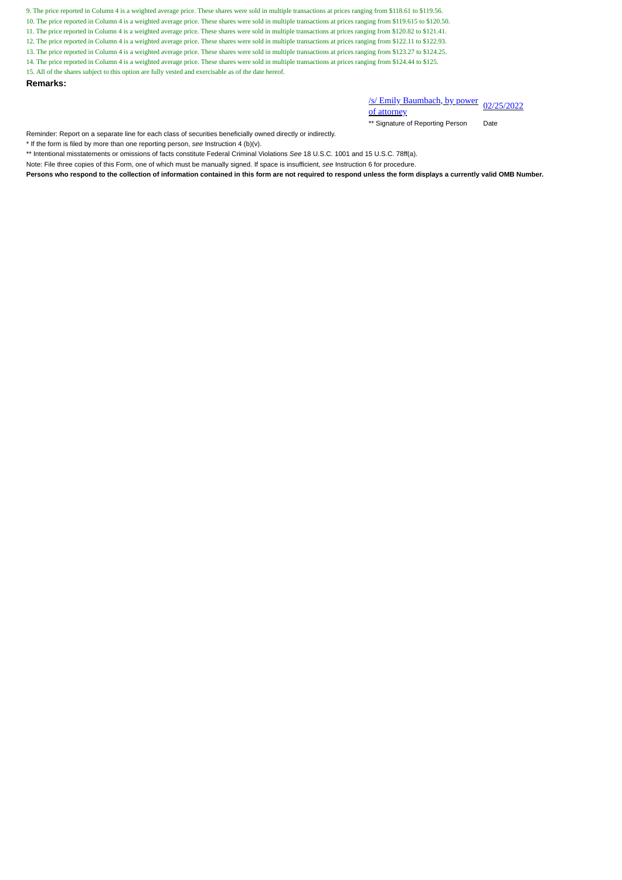9. The price reported in Column 4 is a weighted average price. These shares were sold in multiple transactions at prices ranging from $118.61 to $119.56.

10. The price reported in Column 4 is a weighted average price. These shares were sold in multiple transactions at prices ranging from $119.615 to $120.50.

11. The price reported in Column 4 is a weighted average price. These shares were sold in multiple transactions at prices ranging from $120.82 to $121.41.

12. The price reported in Column 4 is a weighted average price. These shares were sold in multiple transactions at prices ranging from $122.11 to $122.93.

13. The price reported in Column 4 is a weighted average price. These shares were sold in multiple transactions at prices ranging from $123.27 to $124.25.

14. The price reported in Column 4 is a weighted average price. These shares were sold in multiple transactions at prices ranging from $124.44 to $125.

15. All of the shares subject to this option are fully vested and exercisable as of the date hereof.

**Remarks:**

| | |
|---|---|
| /s/ Emily Baumbach, by power of attorney | 02/25/2022 |
| ** Signature of Reporting Person | Date |

Reminder: Report on a separate line for each class of securities beneficially owned directly or indirectly.

* If the form is filed by more than one reporting person, *see* Instruction 4 (b)(v).

** Intentional misstatements or omissions of facts constitute Federal Criminal Violations *See* 18 U.S.C. 1001 and 15 U.S.C. 78ff(a).

Note: File three copies of this Form, one of which must be manually signed. If space is insufficient, *see* Instruction 6 for procedure.

**Persons who respond to the collection of information contained in this form are not required to respond unless the form displays a currently valid OMB Number.**